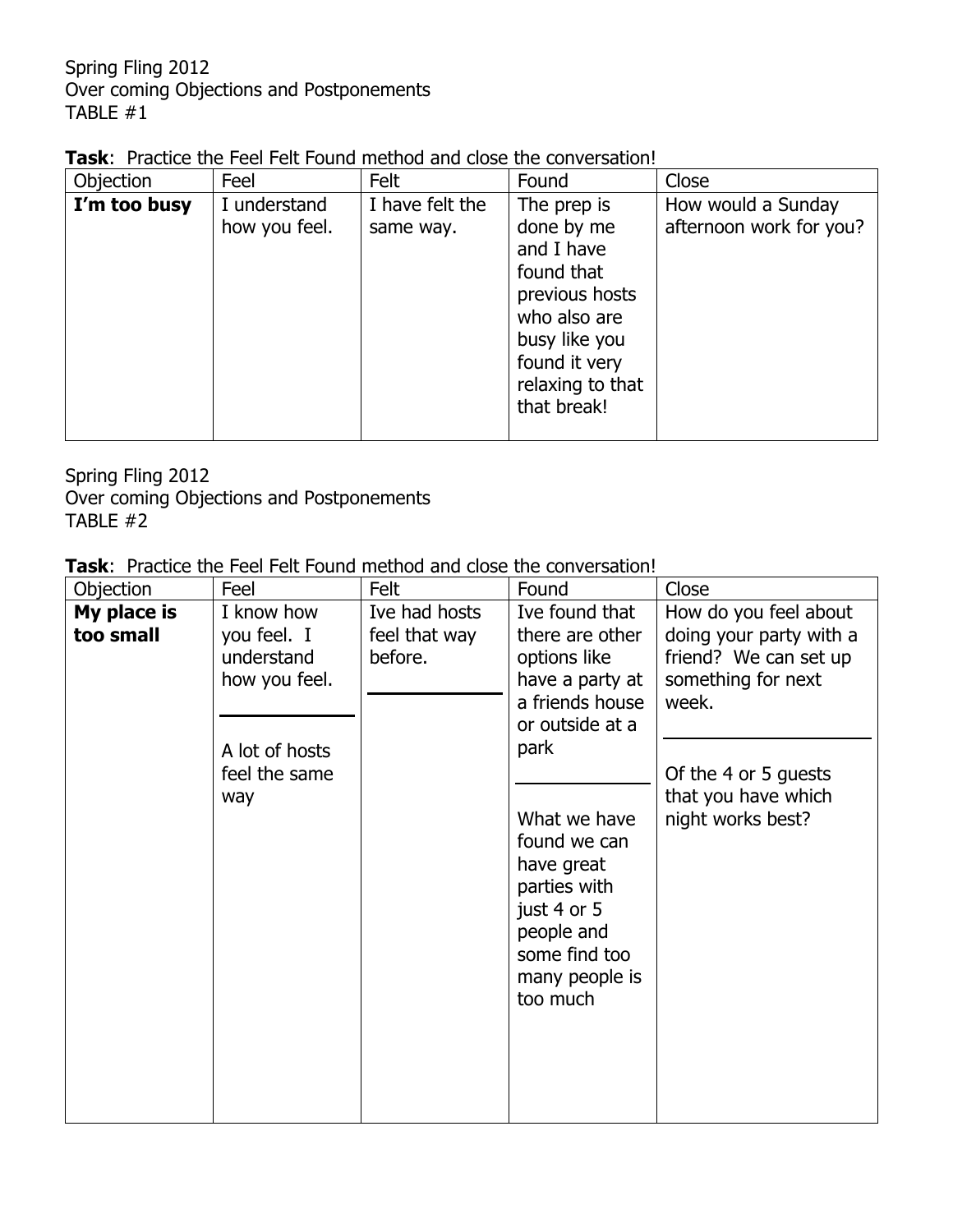Spring Fling 2012
Over coming Objections and Postponements
TABLE #1

**Task**: Practice the Feel Felt Found method and close the conversation!

| Objection | Feel | Felt | Found | Close |
|---|---|---|---|---|
| **I'm too busy** | I understand how you feel. | I have felt the same way. | The prep is done by me and I have found that previous hosts who also are busy like you found it very relaxing to that that break! | How would a Sunday afternoon work for you? |

Spring Fling 2012
Over coming Objections and Postponements
TABLE #2

**Task**: Practice the Feel Felt Found method and close the conversation!

| Objection | Feel | Felt | Found | Close |
|---|---|---|---|---|
| **My place is too small** | I know how you feel. I understand how you feel.<br>---<br>A lot of hosts feel the same way | Ive had hosts feel that way before. | Ive found that there are other options like have a party at a friends house or outside at a park<br>---<br>What we have found we can have great parties with just 4 or 5 people and some find too many people is too much | How do you feel about doing your party with a friend? We can set up something for next week.<br>---<br>Of the 4 or 5 guests that you have which night works best? |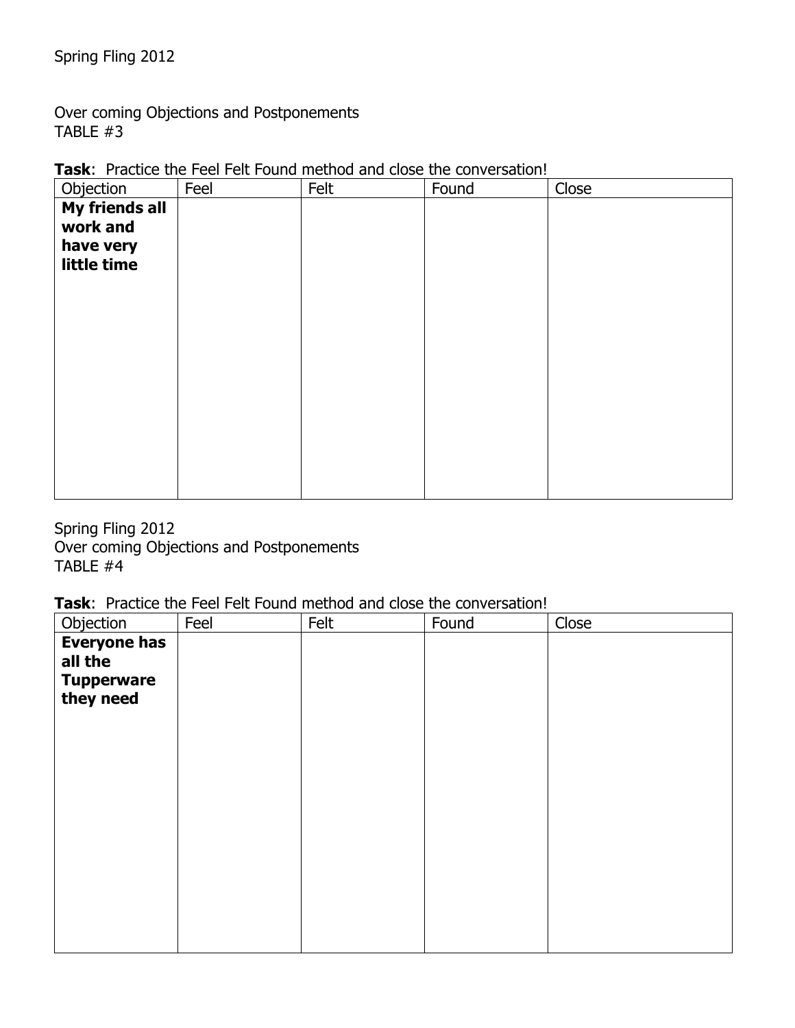Spring Fling 2012

Over coming Objections and Postponements
TABLE #3

**Task**: Practice the Feel Felt Found method and close the conversation!

| Objection | Feel | Felt | Found | Close |
|---|---|---|---|---|
| **My friends all work and have very little time** | | | | |

Spring Fling 2012
Over coming Objections and Postponements
TABLE #4

**Task**: Practice the Feel Felt Found method and close the conversation!

| Objection | Feel | Felt | Found | Close |
|---|---|---|---|---|
| **Everyone has all the Tupperware they need** | | | | |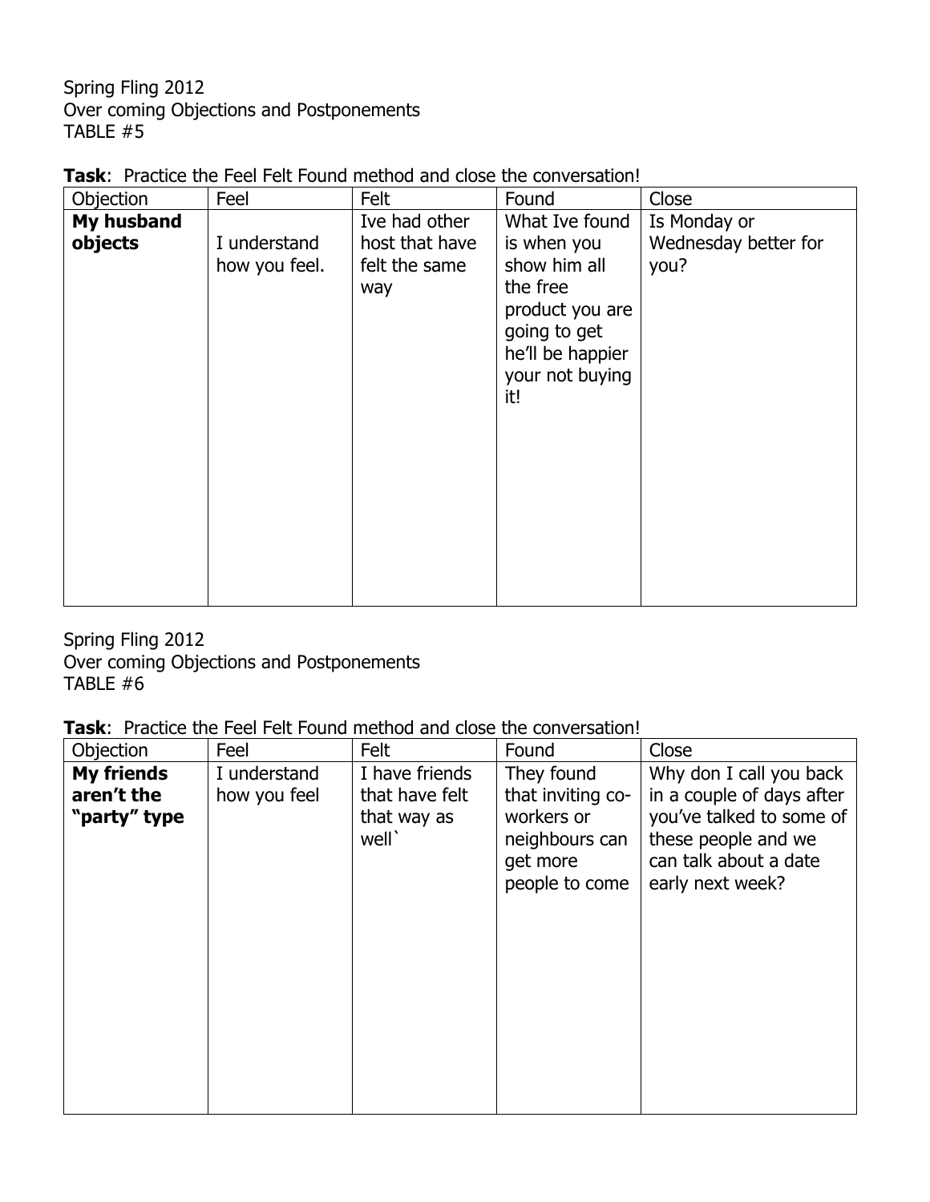Spring Fling 2012
Over coming Objections and Postponements
TABLE #5

**Task**: Practice the Feel Felt Found method and close the conversation!

| Objection | Feel | Felt | Found | Close |
|---|---|---|---|---|
| **My husband objects** | I understand how you feel. | Ive had other host that have felt the same way | What Ive found is when you show him all the free product you are going to get he'll be happier your not buying it! | Is Monday or Wednesday better for you? |

Spring Fling 2012
Over coming Objections and Postponements
TABLE #6

**Task**: Practice the Feel Felt Found method and close the conversation!

| Objection | Feel | Felt | Found | Close |
|---|---|---|---|---|
| **My friends aren't the "party" type** | I understand how you feel | I have friends that have felt that way as well` | They found that inviting co-workers or neighbours can get more people to come | Why don I call you back in a couple of days after you've talked to some of these people and we can talk about a date early next week? |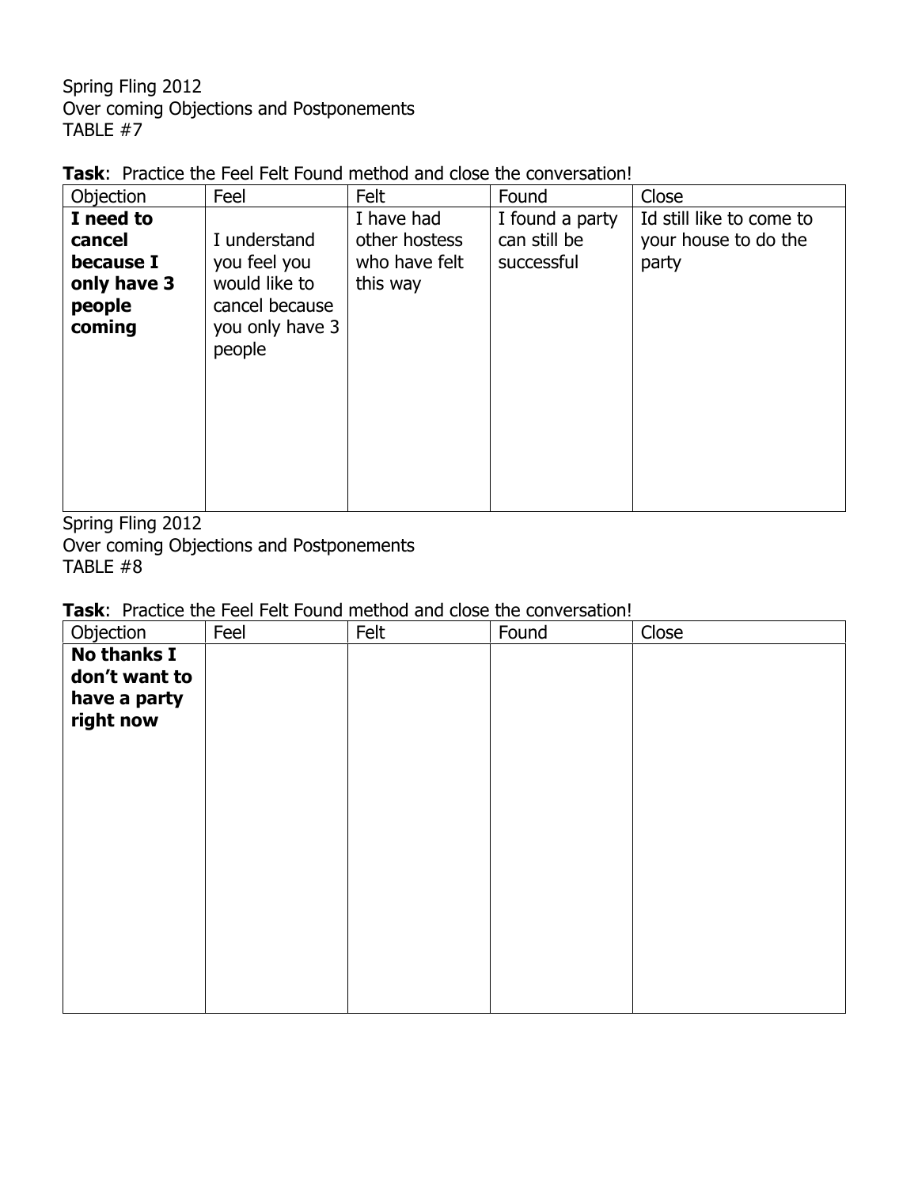Spring Fling 2012
Over coming Objections and Postponements
TABLE #7

**Task**: Practice the Feel Felt Found method and close the conversation!

| Objection | Feel | Felt | Found | Close |
|---|---|---|---|---|
| **I need to cancel because I only have 3 people coming** | I understand you feel you would like to cancel because you only have 3 people | I have had other hostess who have felt this way | I found a party can still be successful | Id still like to come to your house to do the party |

Spring Fling 2012
Over coming Objections and Postponements
TABLE #8

**Task**: Practice the Feel Felt Found method and close the conversation!

| Objection | Feel | Felt | Found | Close |
|---|---|---|---|---|
| **No thanks I don't want to have a party right now** | | | | |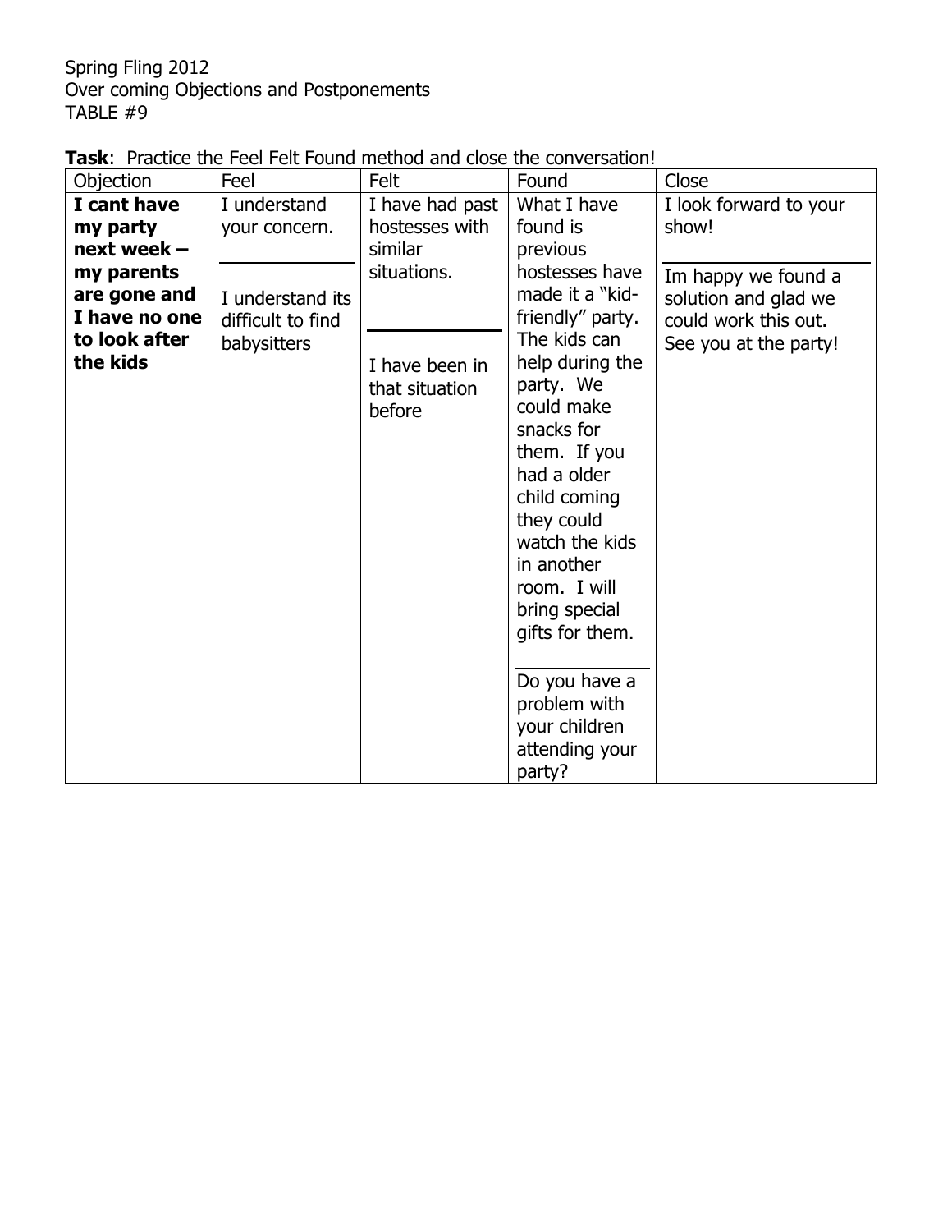Spring Fling 2012
Over coming Objections and Postponements
TABLE #9

**Task**: Practice the Feel Felt Found method and close the conversation!

| Objection | Feel | Felt | Found | Close |
|---|---|---|---|---|
| **I cant have my party next week – my parents are gone and I have no one to look after the kids** | I understand your concern.<br><br>I understand its difficult to find babysitters | I have had past hostesses with similar situations.<br><br>I have been in that situation before | What I have found is previous hostesses have made it a "kid-friendly" party. The kids can help during the party. We could make snacks for them. If you had a older child coming they could watch the kids in another room. I will bring special gifts for them.<br><br>Do you have a problem with your children attending your party? | I look forward to your show!<br><br>Im happy we found a solution and glad we could work this out. See you at the party! |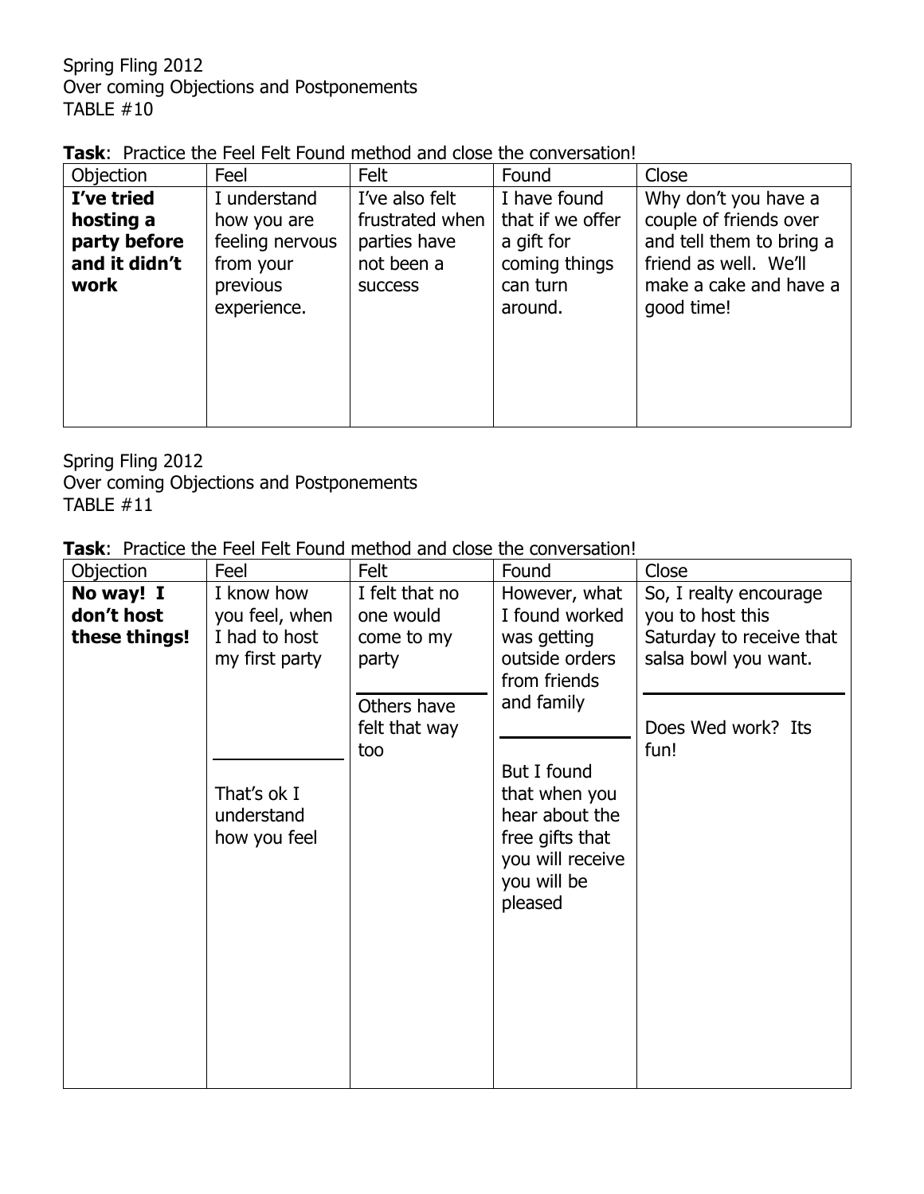Spring Fling 2012
Over coming Objections and Postponements
TABLE #10

**Task**: Practice the Feel Felt Found method and close the conversation!

| Objection | Feel | Felt | Found | Close |
|---|---|---|---|---|
| **I've tried hosting a party before and it didn't work** | I understand how you are feeling nervous from your previous experience. | I've also felt frustrated when parties have not been a success | I have found that if we offer a gift for coming things can turn around. | Why don't you have a couple of friends over and tell them to bring a friend as well. We'll make a cake and have a good time! |

Spring Fling 2012
Over coming Objections and Postponements
TABLE #11

**Task**: Practice the Feel Felt Found method and close the conversation!

| Objection | Feel | Felt | Found | Close |
|---|---|---|---|---|
| **No way! I don't host these things!** | I know how you feel, when I had to host my first party<br>———<br>That's ok I understand how you feel | I felt that no one would come to my party<br>———<br>Others have felt that way too | However, what I found worked was getting outside orders from friends and family<br>———<br>But I found that when you hear about the free gifts that you will receive you will be pleased | So, I realty encourage you to host this Saturday to receive that salsa bowl you want.<br>———<br>Does Wed work? Its fun! |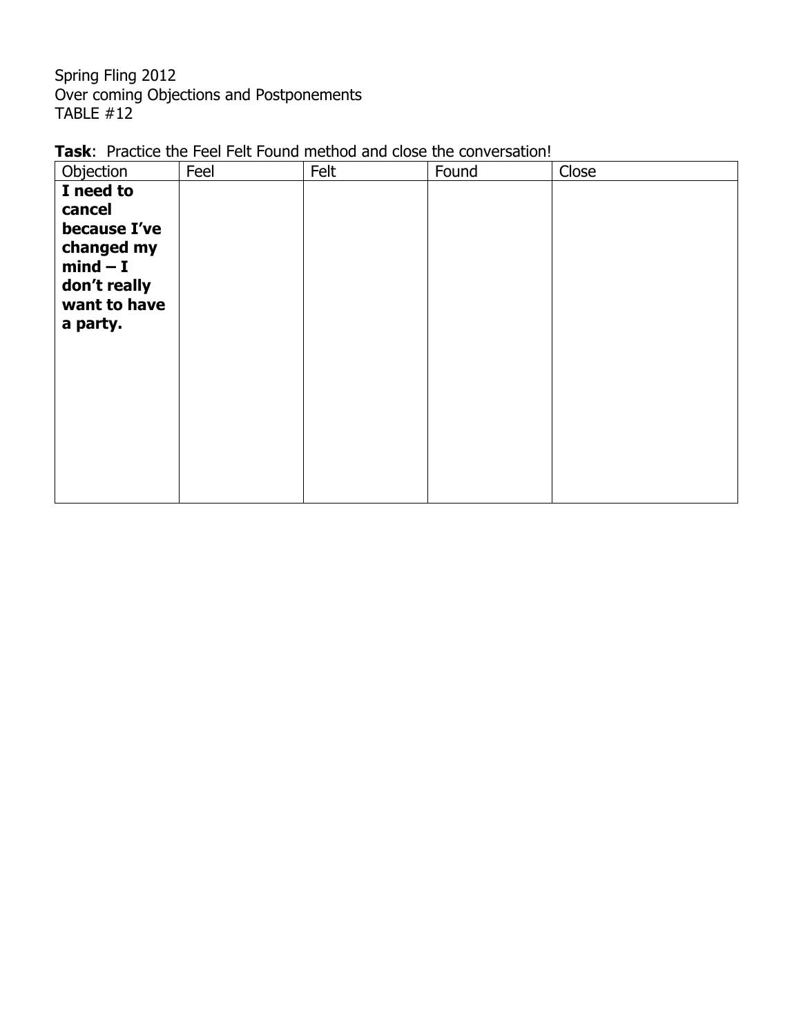Spring Fling 2012
Over coming Objections and Postponements
TABLE #12

**Task**: Practice the Feel Felt Found method and close the conversation!

| Objection | Feel | Felt | Found | Close |
|---|---|---|---|---|
| **I need to cancel because I've changed my mind – I don't really want to have a party.** | | | | |